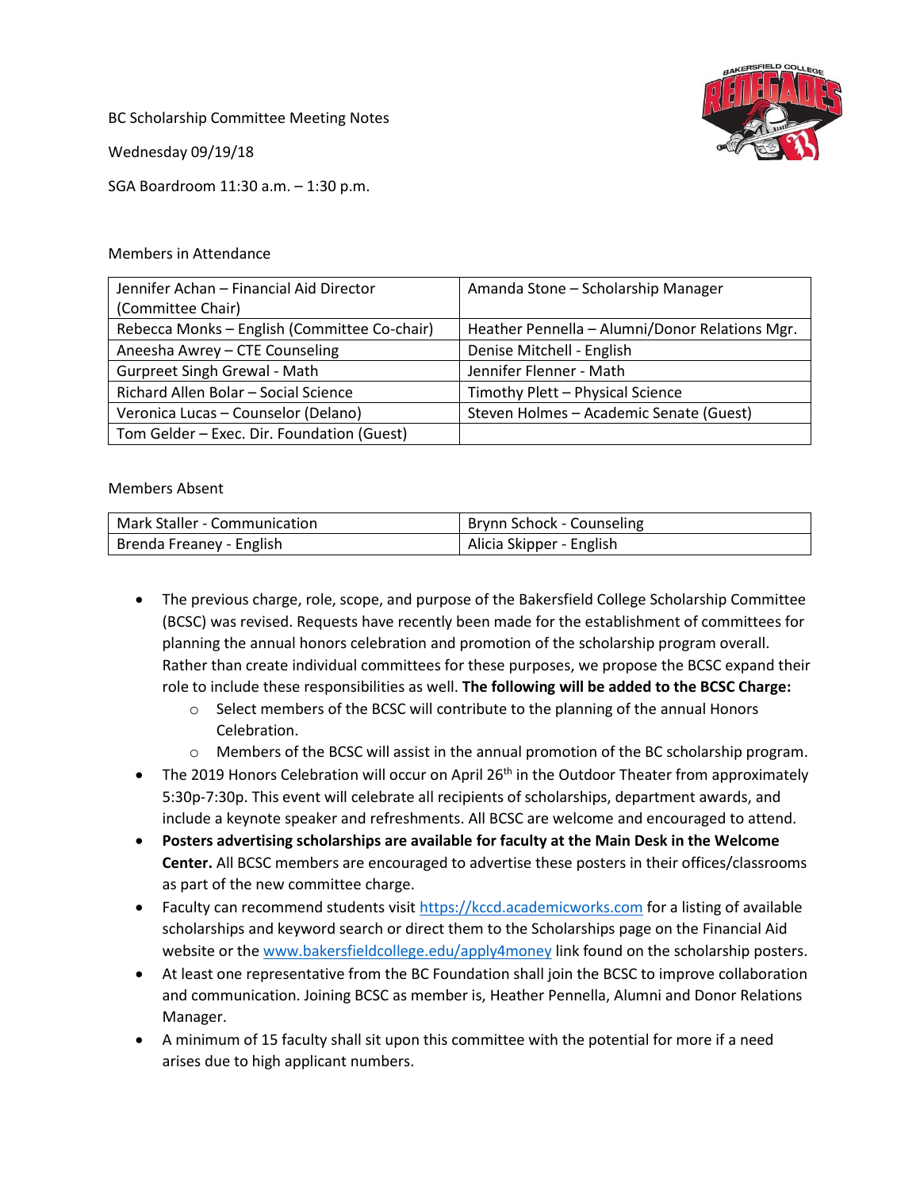BC Scholarship Committee Meeting Notes

Wednesday 09/19/18

SGA Boardroom 11:30 a.m. – 1:30 p.m.

Members in Attendance

| | |
|---|---|
| Jennifer Achan – Financial Aid Director (Committee Chair) | Amanda Stone – Scholarship Manager |
| Rebecca Monks – English (Committee Co-chair) | Heather Pennella – Alumni/Donor Relations Mgr. |
| Aneesha Awrey – CTE Counseling | Denise Mitchell - English |
| Gurpreet Singh Grewal - Math | Jennifer Flenner - Math |
| Richard Allen Bolar – Social Science | Timothy Plett – Physical Science |
| Veronica Lucas – Counselor (Delano) | Steven Holmes – Academic Senate (Guest) |
| Tom Gelder – Exec. Dir. Foundation (Guest) | |

Members Absent

| | |
|---|---|
| Mark Staller - Communication | Brynn Schock - Counseling |
| Brenda Freaney - English | Alicia Skipper - English |

- The previous charge, role, scope, and purpose of the Bakersfield College Scholarship Committee (BCSC) was revised. Requests have recently been made for the establishment of committees for planning the annual honors celebration and promotion of the scholarship program overall. Rather than create individual committees for these purposes, we propose the BCSC expand their role to include these responsibilities as well. **The following will be added to the BCSC Charge:**
  - Select members of the BCSC will contribute to the planning of the annual Honors Celebration.
  - Members of the BCSC will assist in the annual promotion of the BC scholarship program.
- The 2019 Honors Celebration will occur on April 26th in the Outdoor Theater from approximately 5:30p-7:30p. This event will celebrate all recipients of scholarships, department awards, and include a keynote speaker and refreshments. All BCSC are welcome and encouraged to attend.
- **Posters advertising scholarships are available for faculty at the Main Desk in the Welcome Center.** All BCSC members are encouraged to advertise these posters in their offices/classrooms as part of the new committee charge.
- Faculty can recommend students visit https://kccd.academicworks.com for a listing of available scholarships and keyword search or direct them to the Scholarships page on the Financial Aid website or the www.bakersfieldcollege.edu/apply4money link found on the scholarship posters.
- At least one representative from the BC Foundation shall join the BCSC to improve collaboration and communication. Joining BCSC as member is, Heather Pennella, Alumni and Donor Relations Manager.
- A minimum of 15 faculty shall sit upon this committee with the potential for more if a need arises due to high applicant numbers.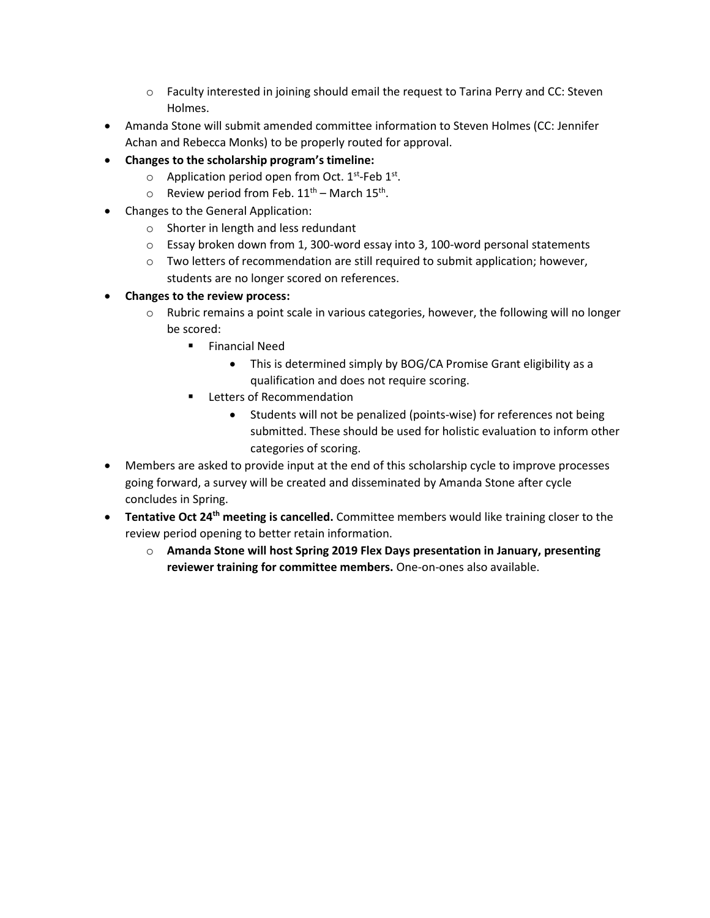- Faculty interested in joining should email the request to Tarina Perry and CC: Steven Holmes.
- Amanda Stone will submit amended committee information to Steven Holmes (CC: Jennifer Achan and Rebecca Monks) to be properly routed for approval.
- **Changes to the scholarship program's timeline:**
    - Application period open from Oct. 1st-Feb 1st.
    - Review period from Feb. 11th – March 15th.
- Changes to the General Application:
    - Shorter in length and less redundant
    - Essay broken down from 1, 300-word essay into 3, 100-word personal statements
    - Two letters of recommendation are still required to submit application; however, students are no longer scored on references.
- **Changes to the review process:**
    - Rubric remains a point scale in various categories, however, the following will no longer be scored:
        - Financial Need
            - This is determined simply by BOG/CA Promise Grant eligibility as a qualification and does not require scoring.
        - Letters of Recommendation
            - Students will not be penalized (points-wise) for references not being submitted. These should be used for holistic evaluation to inform other categories of scoring.
- Members are asked to provide input at the end of this scholarship cycle to improve processes going forward, a survey will be created and disseminated by Amanda Stone after cycle concludes in Spring.
- **Tentative Oct 24th meeting is cancelled.** Committee members would like training closer to the review period opening to better retain information.
    - **Amanda Stone will host Spring 2019 Flex Days presentation in January, presenting reviewer training for committee members.** One-on-ones also available.